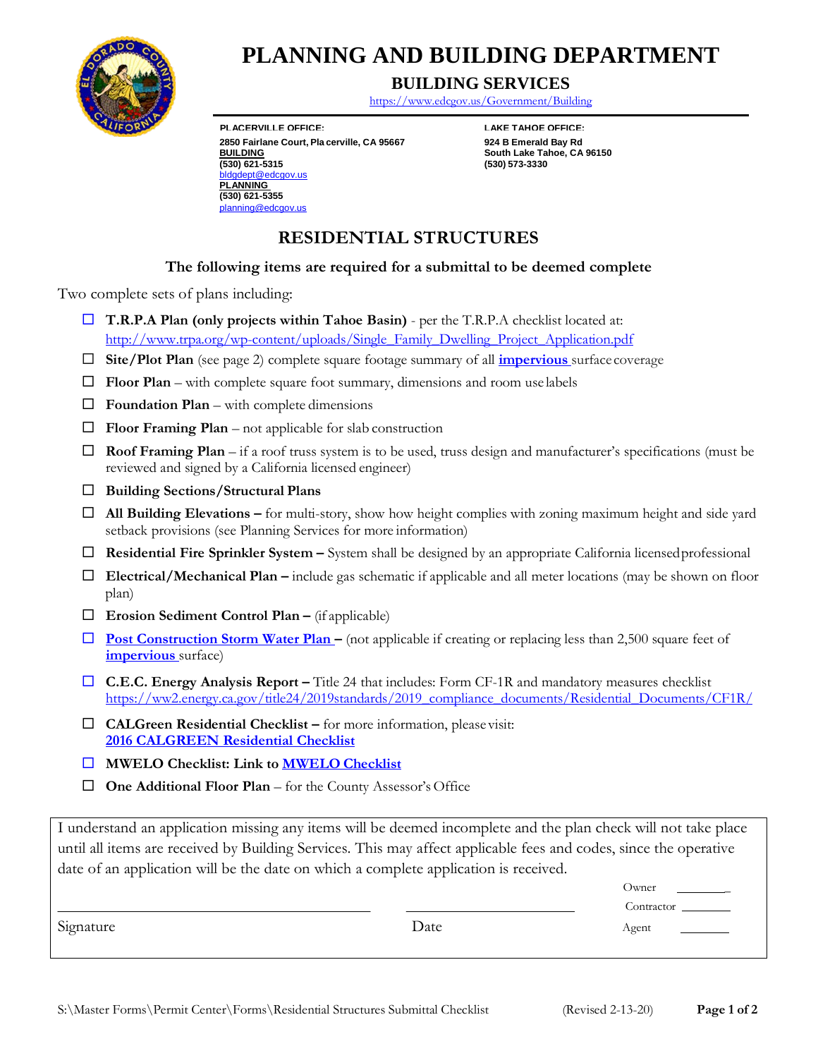# PLANNING AND BUILDING DEPARTMENT

## BUILDING SERVICES

https://www.edcgov.us/Government/Building

**PLACERVILLE OFFICE:**
**2850 Fairlane Court, Placerville, CA 95667**
**BUILDING**
**(530) 621-5315**
bldgdept@edcgov.us
**PLANNING**
**(530) 621-5355**
planning@edcgov.us

**LAKE TAHOE OFFICE:**
**924 B Emerald Bay Rd**
**South Lake Tahoe, CA 96150**
**(530) 573-3330**

## RESIDENTIAL STRUCTURES

**The following items are required for a submittal to be deemed complete**

Two complete sets of plans including:

- ☐ **T.R.P.A Plan (only projects within Tahoe Basin)** - per the T.R.P.A checklist located at: http://www.trpa.org/wp-content/uploads/Single_Family_Dwelling_Project_Application.pdf
- ☐ **Site/Plot Plan** (see page 2) complete square footage summary of all **impervious** surface coverage
- ☐ **Floor Plan** – with complete square foot summary, dimensions and room use labels
- ☐ **Foundation Plan** – with complete dimensions
- ☐ **Floor Framing Plan** – not applicable for slab construction
- ☐ **Roof Framing Plan** – if a roof truss system is to be used, truss design and manufacturer's specifications (must be reviewed and signed by a California licensed engineer)
- ☐ **Building Sections/Structural Plans**
- ☐ **All Building Elevations –** for multi-story, show how height complies with zoning maximum height and side yard setback provisions (see Planning Services for more information)
- ☐ **Residential Fire Sprinkler System –** System shall be designed by an appropriate California licensed professional
- ☐ **Electrical/Mechanical Plan –** include gas schematic if applicable and all meter locations (may be shown on floor plan)
- ☐ **Erosion Sediment Control Plan –** (if applicable)
- ☐ **Post Construction Storm Water Plan –** (not applicable if creating or replacing less than 2,500 square feet of **impervious** surface)
- ☐ **C.E.C. Energy Analysis Report –** Title 24 that includes: Form CF-1R and mandatory measures checklist https://ww2.energy.ca.gov/title24/2019standards/2019_compliance_documents/Residential_Documents/CF1R/
- ☐ **CALGreen Residential Checklist –** for more information, please visit: **2016 CALGREEN Residential Checklist**
- ☐ **MWELO Checklist: Link to MWELO Checklist**
- ☐ **One Additional Floor Plan** – for the County Assessor's Office

I understand an application missing any items will be deemed incomplete and the plan check will not take place until all items are received by Building Services. This may affect applicable fees and codes, since the operative date of an application will be the date on which a complete application is received.

Signature ______________________ Date ______________ Owner ______ Contractor ______ Agent ______

S:\Master Forms\Permit Center\Forms\Residential Structures Submittal Checklist (Revised 2-13-20)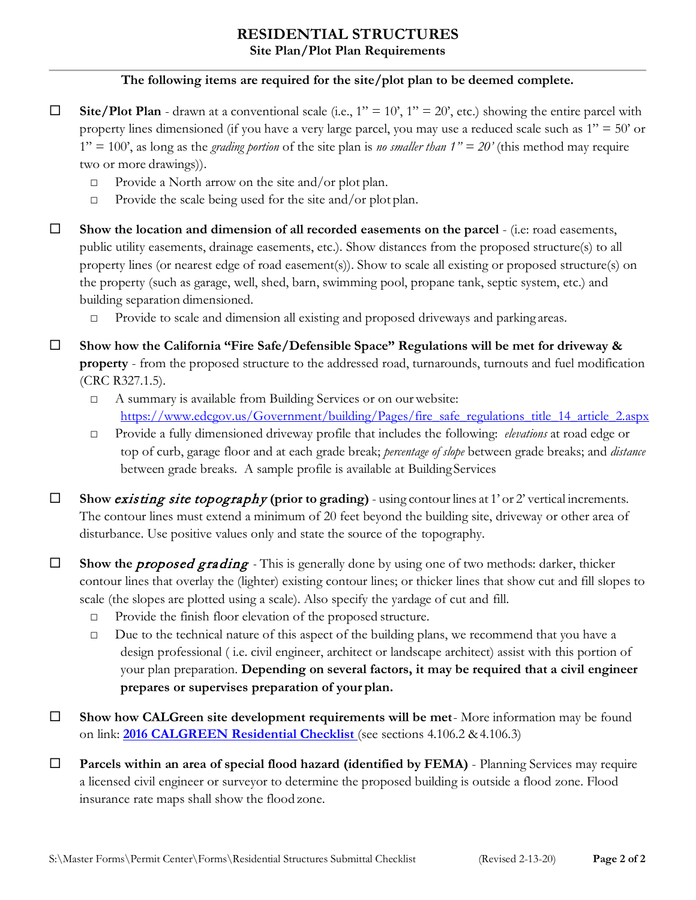# RESIDENTIAL STRUCTURES

## Site Plan/Plot Plan Requirements

**The following items are required for the site/plot plan to be deemed complete.**

- ☐ **Site/Plot Plan** - drawn at a conventional scale (i.e., 1" = 10', 1" = 20', etc.) showing the entire parcel with property lines dimensioned (if you have a very large parcel, you may use a reduced scale such as 1" = 50' or 1" = 100', as long as the *grading portion* of the site plan is *no smaller than 1" = 20'* (this method may require two or more drawings)).
  - □ Provide a North arrow on the site and/or plot plan.
  - □ Provide the scale being used for the site and/or plot plan.

- ☐ **Show the location and dimension of all recorded easements on the parcel** - (i.e: road easements, public utility easements, drainage easements, etc.). Show distances from the proposed structure(s) to all property lines (or nearest edge of road easement(s)). Show to scale all existing or proposed structure(s) on the property (such as garage, well, shed, barn, swimming pool, propane tank, septic system, etc.) and building separation dimensioned.
  - □ Provide to scale and dimension all existing and proposed driveways and parking areas.

- ☐ **Show how the California "Fire Safe/Defensible Space" Regulations will be met for driveway & property** - from the proposed structure to the addressed road, turnarounds, turnouts and fuel modification (CRC R327.1.5).
  - □ A summary is available from Building Services or on our website: https://www.edcgov.us/Government/building/Pages/fire_safe_regulations_title_14_article_2.aspx
  - □ Provide a fully dimensioned driveway profile that includes the following: *elevations* at road edge or top of curb, garage floor and at each grade break; *percentage of slope* between grade breaks; and *distance* between grade breaks. A sample profile is available at Building Services

- ☐ **Show *existing site topography* (prior to grading)** - using contour lines at 1' or 2' vertical increments. The contour lines must extend a minimum of 20 feet beyond the building site, driveway or other area of disturbance. Use positive values only and state the source of the topography.

- ☐ **Show the *proposed grading*** - This is generally done by using one of two methods: darker, thicker contour lines that overlay the (lighter) existing contour lines; or thicker lines that show cut and fill slopes to scale (the slopes are plotted using a scale). Also specify the yardage of cut and fill.
  - □ Provide the finish floor elevation of the proposed structure.
  - □ Due to the technical nature of this aspect of the building plans, we recommend that you have a design professional ( i.e. civil engineer, architect or landscape architect) assist with this portion of your plan preparation. **Depending on several factors, it may be required that a civil engineer prepares or supervises preparation of your plan.**

- ☐ **Show how CALGreen site development requirements will be met**- More information may be found on link: **2016 CALGREEN Residential Checklist** (see sections 4.106.2 & 4.106.3)

- ☐ **Parcels within an area of special flood hazard (identified by FEMA)** - Planning Services may require a licensed civil engineer or surveyor to determine the proposed building is outside a flood zone. Flood insurance rate maps shall show the flood zone.

S:\Master Forms\Permit Center\Forms\Residential Structures Submittal Checklist (Revised 2-13-20)